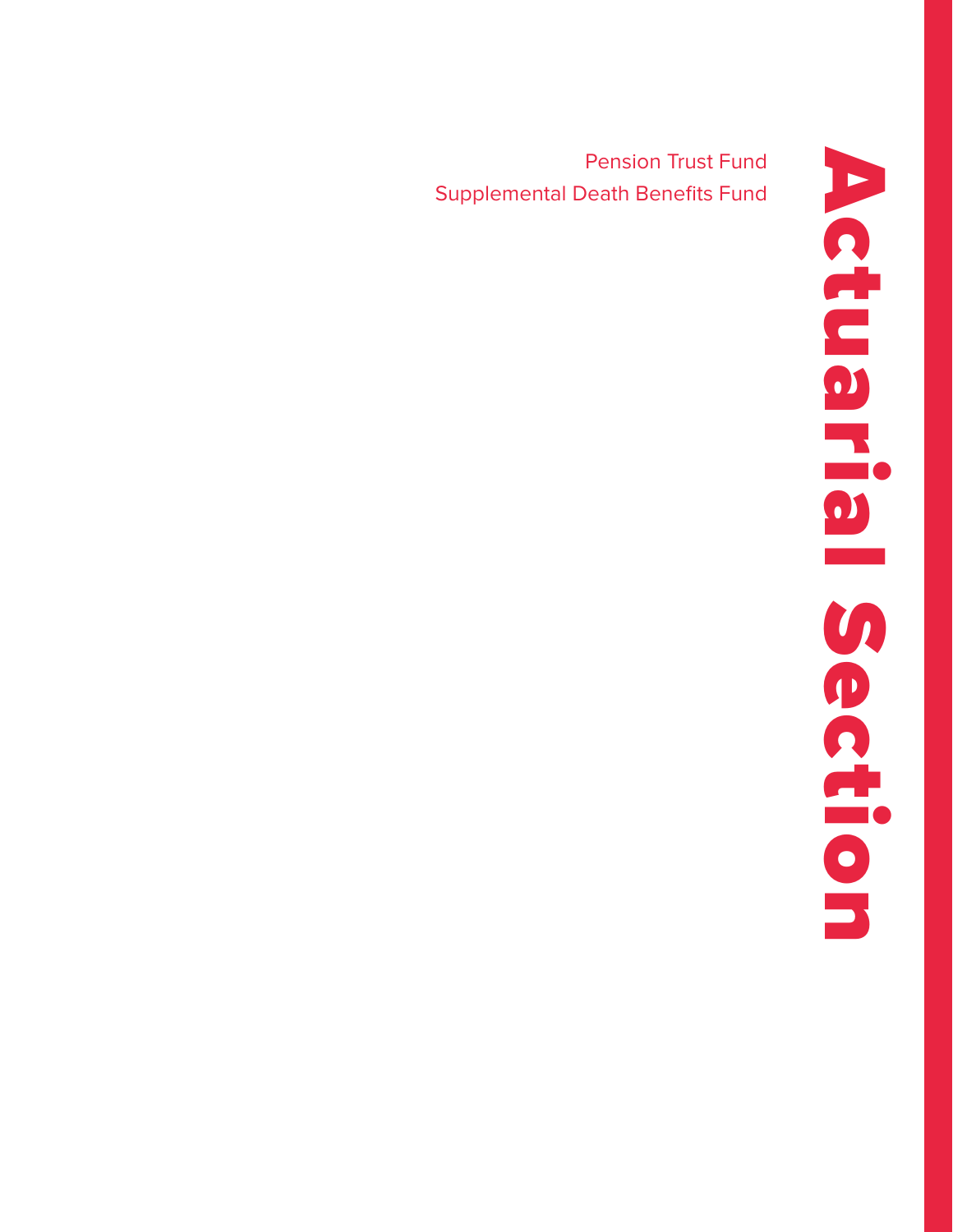# Actuarial Section

Pension Trust Fund

Supplemental Death Benefits Fund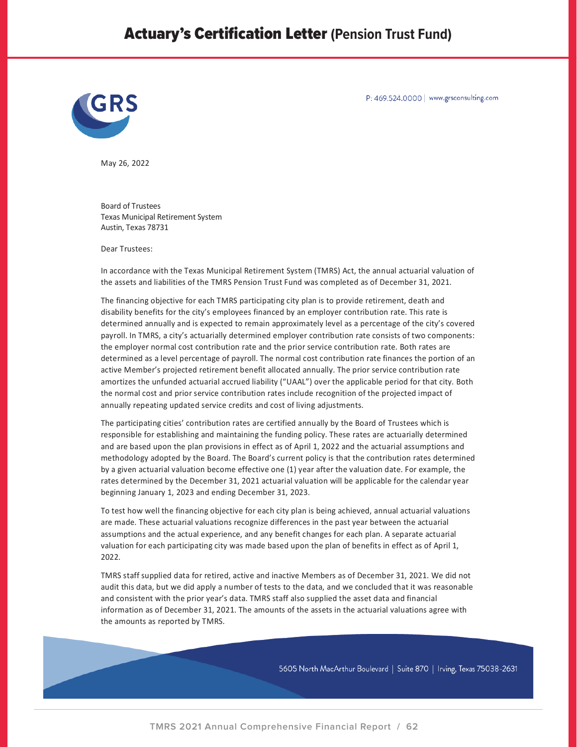# Actuary's Certification Letter (Pension Trust Fund)

GRS

P: 469.524.0000 | www.grsconsulting.com

May 26, 2022

Board of Trustees
Texas Municipal Retirement System
Austin, Texas 78731

Dear Trustees:

In accordance with the Texas Municipal Retirement System (TMRS) Act, the annual actuarial valuation of the assets and liabilities of the TMRS Pension Trust Fund was completed as of December 31, 2021.

The financing objective for each TMRS participating city plan is to provide retirement, death and disability benefits for the city's employees financed by an employer contribution rate. This rate is determined annually and is expected to remain approximately level as a percentage of the city's covered payroll. In TMRS, a city's actuarially determined employer contribution rate consists of two components: the employer normal cost contribution rate and the prior service contribution rate. Both rates are determined as a level percentage of payroll. The normal cost contribution rate finances the portion of an active Member's projected retirement benefit allocated annually. The prior service contribution rate amortizes the unfunded actuarial accrued liability ("UAAL") over the applicable period for that city. Both the normal cost and prior service contribution rates include recognition of the projected impact of annually repeating updated service credits and cost of living adjustments.

The participating cities' contribution rates are certified annually by the Board of Trustees which is responsible for establishing and maintaining the funding policy. These rates are actuarially determined and are based upon the plan provisions in effect as of April 1, 2022 and the actuarial assumptions and methodology adopted by the Board. The Board's current policy is that the contribution rates determined by a given actuarial valuation become effective one (1) year after the valuation date. For example, the rates determined by the December 31, 2021 actuarial valuation will be applicable for the calendar year beginning January 1, 2023 and ending December 31, 2023.

To test how well the financing objective for each city plan is being achieved, annual actuarial valuations are made. These actuarial valuations recognize differences in the past year between the actuarial assumptions and the actual experience, and any benefit changes for each plan. A separate actuarial valuation for each participating city was made based upon the plan of benefits in effect as of April 1, 2022.

TMRS staff supplied data for retired, active and inactive Members as of December 31, 2021. We did not audit this data, but we did apply a number of tests to the data, and we concluded that it was reasonable and consistent with the prior year's data. TMRS staff also supplied the asset data and financial information as of December 31, 2021. The amounts of the assets in the actuarial valuations agree with the amounts as reported by TMRS.

5605 North MacArthur Boulevard | Suite 870 | Irving, Texas 75038-2631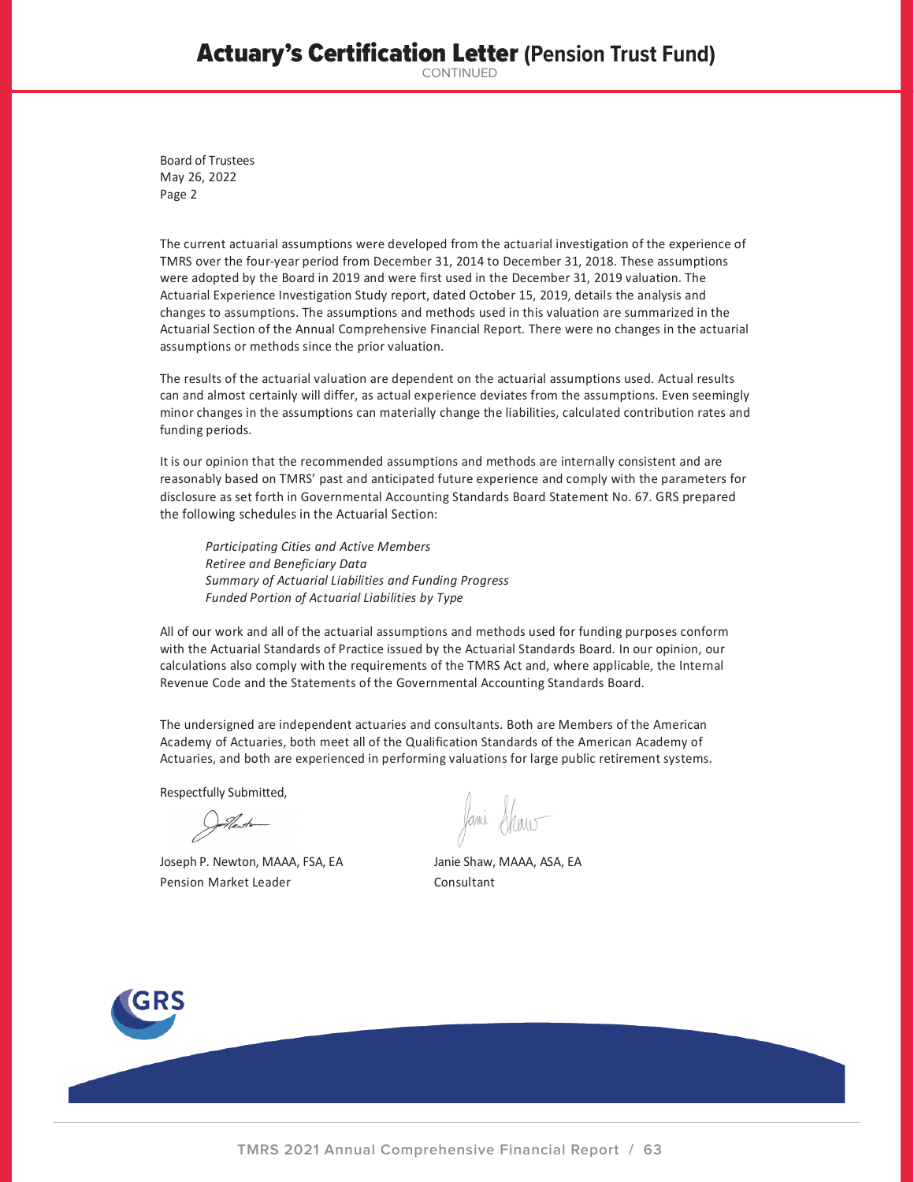# Actuary's Certification Letter (Pension Trust Fund)

CONTINUED

Board of Trustees
May 26, 2022
Page 2

The current actuarial assumptions were developed from the actuarial investigation of the experience of TMRS over the four-year period from December 31, 2014 to December 31, 2018. These assumptions were adopted by the Board in 2019 and were first used in the December 31, 2019 valuation. The Actuarial Experience Investigation Study report, dated October 15, 2019, details the analysis and changes to assumptions. The assumptions and methods used in this valuation are summarized in the Actuarial Section of the Annual Comprehensive Financial Report. There were no changes in the actuarial assumptions or methods since the prior valuation.

The results of the actuarial valuation are dependent on the actuarial assumptions used. Actual results can and almost certainly will differ, as actual experience deviates from the assumptions. Even seemingly minor changes in the assumptions can materially change the liabilities, calculated contribution rates and funding periods.

It is our opinion that the recommended assumptions and methods are internally consistent and are reasonably based on TMRS' past and anticipated future experience and comply with the parameters for disclosure as set forth in Governmental Accounting Standards Board Statement No. 67. GRS prepared the following schedules in the Actuarial Section:

*Participating Cities and Active Members*
*Retiree and Beneficiary Data*
*Summary of Actuarial Liabilities and Funding Progress*
*Funded Portion of Actuarial Liabilities by Type*

All of our work and all of the actuarial assumptions and methods used for funding purposes conform with the Actuarial Standards of Practice issued by the Actuarial Standards Board. In our opinion, our calculations also comply with the requirements of the TMRS Act and, where applicable, the Internal Revenue Code and the Statements of the Governmental Accounting Standards Board.

The undersigned are independent actuaries and consultants. Both are Members of the American Academy of Actuaries, both meet all of the Qualification Standards of the American Academy of Actuaries, and both are experienced in performing valuations for large public retirement systems.

Respectfully Submitted,

Joseph P. Newton, MAAA, FSA, EA
Pension Market Leader

Janie Shaw, MAAA, ASA, EA
Consultant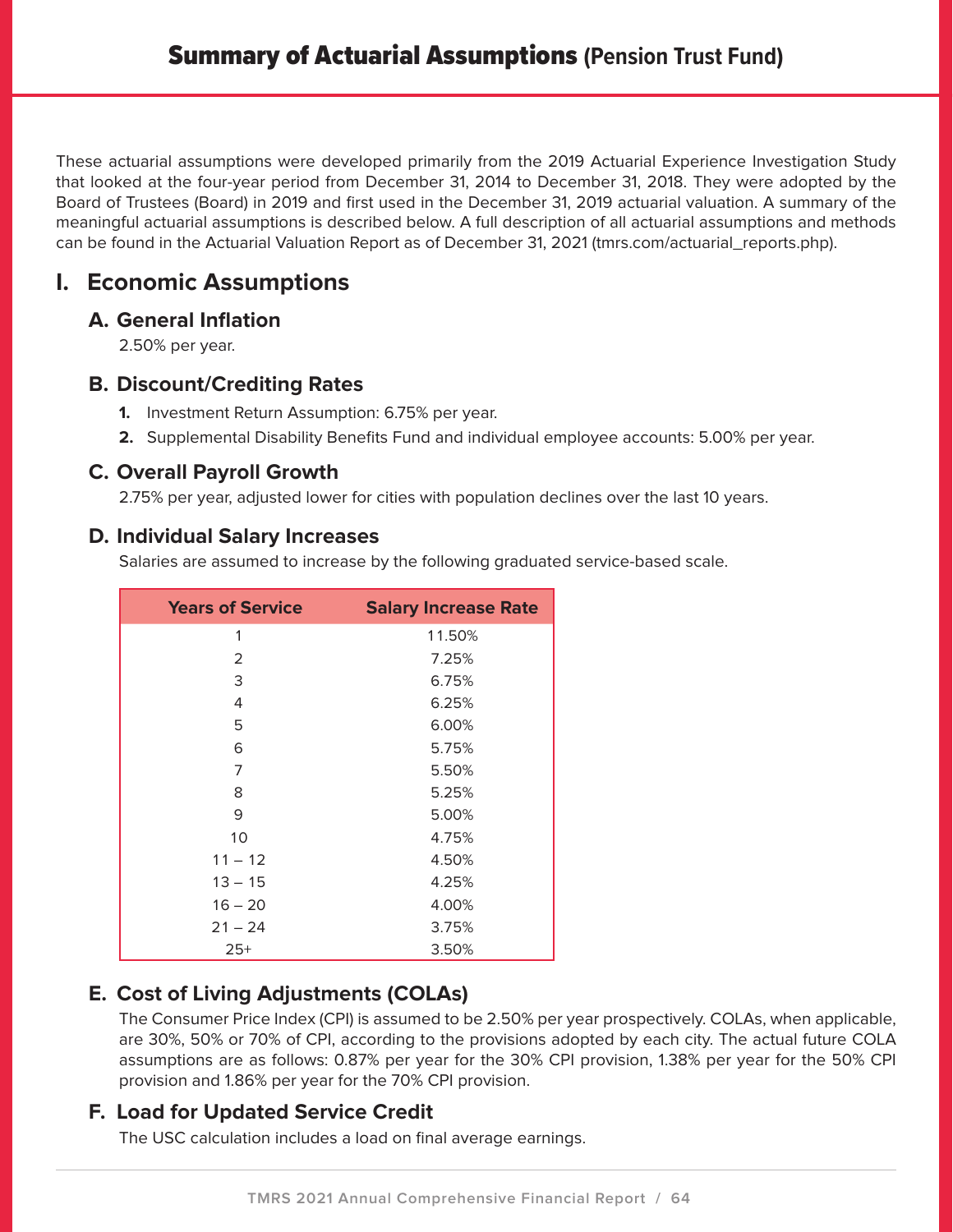# Summary of Actuarial Assumptions (Pension Trust Fund)

These actuarial assumptions were developed primarily from the 2019 Actuarial Experience Investigation Study that looked at the four-year period from December 31, 2014 to December 31, 2018. They were adopted by the Board of Trustees (Board) in 2019 and first used in the December 31, 2019 actuarial valuation. A summary of the meaningful actuarial assumptions is described below. A full description of all actuarial assumptions and methods can be found in the Actuarial Valuation Report as of December 31, 2021 (tmrs.com/actuarial_reports.php).

## I. Economic Assumptions

### A. General Inflation

2.50% per year.

### B. Discount/Crediting Rates

1. Investment Return Assumption: 6.75% per year.
2. Supplemental Disability Benefits Fund and individual employee accounts: 5.00% per year.

### C. Overall Payroll Growth

2.75% per year, adjusted lower for cities with population declines over the last 10 years.

### D. Individual Salary Increases

Salaries are assumed to increase by the following graduated service-based scale.

| Years of Service | Salary Increase Rate |
|---|---|
| 1 | 11.50% |
| 2 | 7.25% |
| 3 | 6.75% |
| 4 | 6.25% |
| 5 | 6.00% |
| 6 | 5.75% |
| 7 | 5.50% |
| 8 | 5.25% |
| 9 | 5.00% |
| 10 | 4.75% |
| 11 – 12 | 4.50% |
| 13 – 15 | 4.25% |
| 16 – 20 | 4.00% |
| 21 – 24 | 3.75% |
| 25+ | 3.50% |

### E. Cost of Living Adjustments (COLAs)

The Consumer Price Index (CPI) is assumed to be 2.50% per year prospectively. COLAs, when applicable, are 30%, 50% or 70% of CPI, according to the provisions adopted by each city. The actual future COLA assumptions are as follows: 0.87% per year for the 30% CPI provision, 1.38% per year for the 50% CPI provision and 1.86% per year for the 70% CPI provision.

### F. Load for Updated Service Credit

The USC calculation includes a load on final average earnings.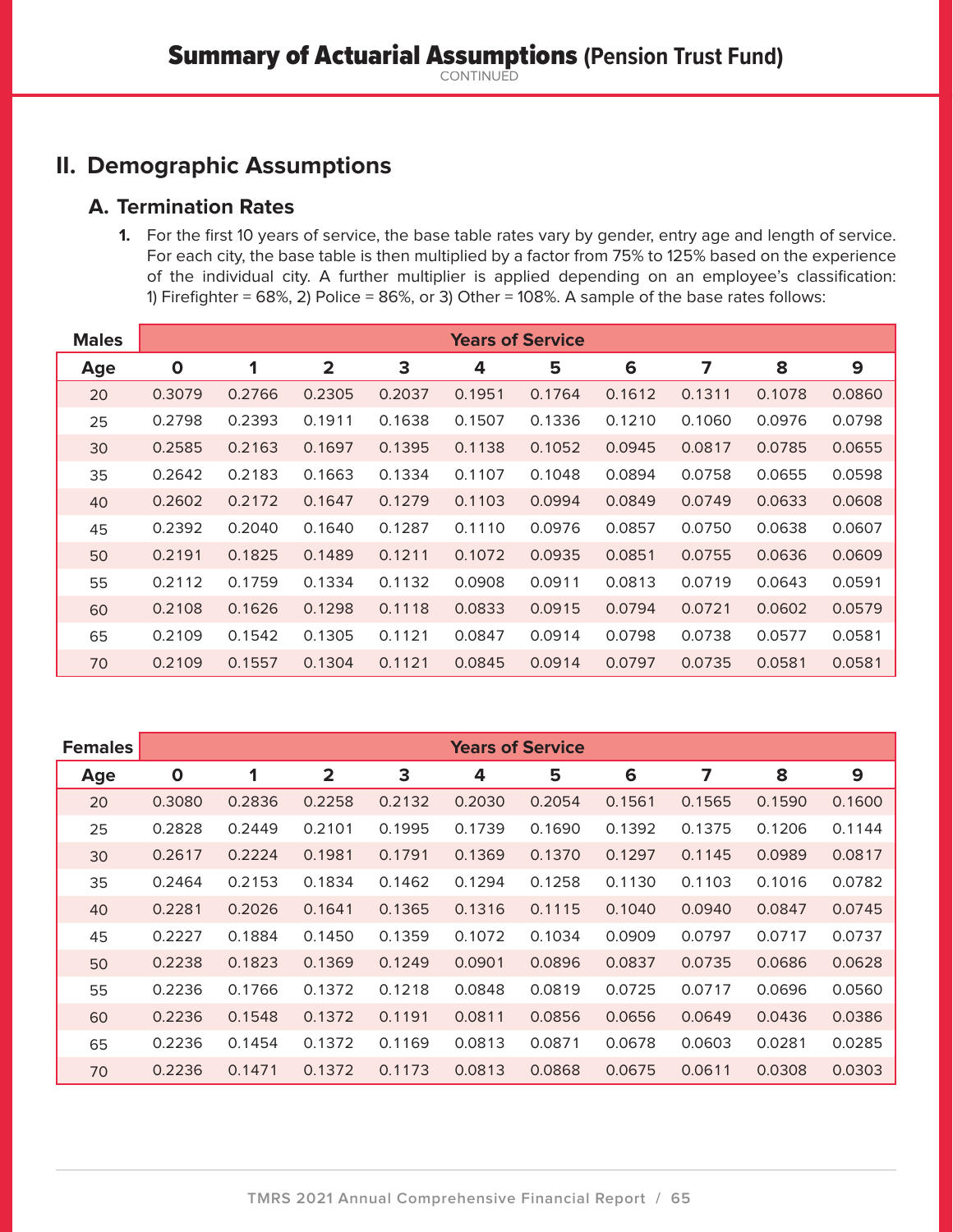# Summary of Actuarial Assumptions (Pension Trust Fund)

CONTINUED

## II. Demographic Assumptions

### A. Termination Rates

1. For the first 10 years of service, the base table rates vary by gender, entry age and length of service. For each city, the base table is then multiplied by a factor from 75% to 125% based on the experience of the individual city. A further multiplier is applied depending on an employee's classification: 1) Firefighter = 68%, 2) Police = 86%, or 3) Other = 108%. A sample of the base rates follows:

| Males | Years of Service | | | | | | | | | |
|---|---|---|---|---|---|---|---|---|---|---|
| **Age** | **0** | **1** | **2** | **3** | **4** | **5** | **6** | **7** | **8** | **9** |
| 20 | 0.3079 | 0.2766 | 0.2305 | 0.2037 | 0.1951 | 0.1764 | 0.1612 | 0.1311 | 0.1078 | 0.0860 |
| 25 | 0.2798 | 0.2393 | 0.1911 | 0.1638 | 0.1507 | 0.1336 | 0.1210 | 0.1060 | 0.0976 | 0.0798 |
| 30 | 0.2585 | 0.2163 | 0.1697 | 0.1395 | 0.1138 | 0.1052 | 0.0945 | 0.0817 | 0.0785 | 0.0655 |
| 35 | 0.2642 | 0.2183 | 0.1663 | 0.1334 | 0.1107 | 0.1048 | 0.0894 | 0.0758 | 0.0655 | 0.0598 |
| 40 | 0.2602 | 0.2172 | 0.1647 | 0.1279 | 0.1103 | 0.0994 | 0.0849 | 0.0749 | 0.0633 | 0.0608 |
| 45 | 0.2392 | 0.2040 | 0.1640 | 0.1287 | 0.1110 | 0.0976 | 0.0857 | 0.0750 | 0.0638 | 0.0607 |
| 50 | 0.2191 | 0.1825 | 0.1489 | 0.1211 | 0.1072 | 0.0935 | 0.0851 | 0.0755 | 0.0636 | 0.0609 |
| 55 | 0.2112 | 0.1759 | 0.1334 | 0.1132 | 0.0908 | 0.0911 | 0.0813 | 0.0719 | 0.0643 | 0.0591 |
| 60 | 0.2108 | 0.1626 | 0.1298 | 0.1118 | 0.0833 | 0.0915 | 0.0794 | 0.0721 | 0.0602 | 0.0579 |
| 65 | 0.2109 | 0.1542 | 0.1305 | 0.1121 | 0.0847 | 0.0914 | 0.0798 | 0.0738 | 0.0577 | 0.0581 |
| 70 | 0.2109 | 0.1557 | 0.1304 | 0.1121 | 0.0845 | 0.0914 | 0.0797 | 0.0735 | 0.0581 | 0.0581 |

| Females | Years of Service | | | | | | | | | |
|---|---|---|---|---|---|---|---|---|---|---|
| **Age** | **0** | **1** | **2** | **3** | **4** | **5** | **6** | **7** | **8** | **9** |
| 20 | 0.3080 | 0.2836 | 0.2258 | 0.2132 | 0.2030 | 0.2054 | 0.1561 | 0.1565 | 0.1590 | 0.1600 |
| 25 | 0.2828 | 0.2449 | 0.2101 | 0.1995 | 0.1739 | 0.1690 | 0.1392 | 0.1375 | 0.1206 | 0.1144 |
| 30 | 0.2617 | 0.2224 | 0.1981 | 0.1791 | 0.1369 | 0.1370 | 0.1297 | 0.1145 | 0.0989 | 0.0817 |
| 35 | 0.2464 | 0.2153 | 0.1834 | 0.1462 | 0.1294 | 0.1258 | 0.1130 | 0.1103 | 0.1016 | 0.0782 |
| 40 | 0.2281 | 0.2026 | 0.1641 | 0.1365 | 0.1316 | 0.1115 | 0.1040 | 0.0940 | 0.0847 | 0.0745 |
| 45 | 0.2227 | 0.1884 | 0.1450 | 0.1359 | 0.1072 | 0.1034 | 0.0909 | 0.0797 | 0.0717 | 0.0737 |
| 50 | 0.2238 | 0.1823 | 0.1369 | 0.1249 | 0.0901 | 0.0896 | 0.0837 | 0.0735 | 0.0686 | 0.0628 |
| 55 | 0.2236 | 0.1766 | 0.1372 | 0.1218 | 0.0848 | 0.0819 | 0.0725 | 0.0717 | 0.0696 | 0.0560 |
| 60 | 0.2236 | 0.1548 | 0.1372 | 0.1191 | 0.0811 | 0.0856 | 0.0656 | 0.0649 | 0.0436 | 0.0386 |
| 65 | 0.2236 | 0.1454 | 0.1372 | 0.1169 | 0.0813 | 0.0871 | 0.0678 | 0.0603 | 0.0281 | 0.0285 |
| 70 | 0.2236 | 0.1471 | 0.1372 | 0.1173 | 0.0813 | 0.0868 | 0.0675 | 0.0611 | 0.0308 | 0.0303 |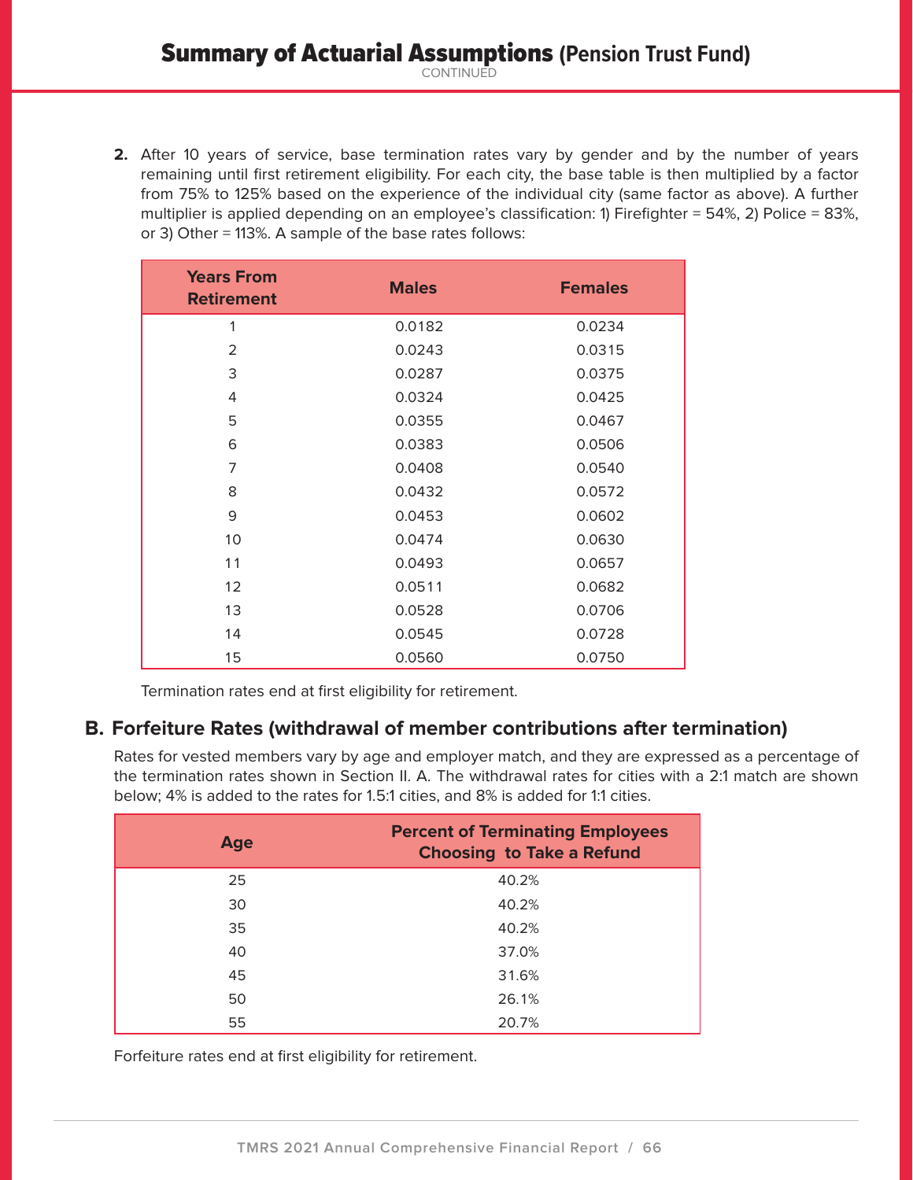# Summary of Actuarial Assumptions (Pension Trust Fund)

CONTINUED

**2.** After 10 years of service, base termination rates vary by gender and by the number of years remaining until first retirement eligibility. For each city, the base table is then multiplied by a factor from 75% to 125% based on the experience of the individual city (same factor as above). A further multiplier is applied depending on an employee's classification: 1) Firefighter = 54%, 2) Police = 83%, or 3) Other = 113%. A sample of the base rates follows:

| Years From Retirement | Males | Females |
|---|---|---|
| 1 | 0.0182 | 0.0234 |
| 2 | 0.0243 | 0.0315 |
| 3 | 0.0287 | 0.0375 |
| 4 | 0.0324 | 0.0425 |
| 5 | 0.0355 | 0.0467 |
| 6 | 0.0383 | 0.0506 |
| 7 | 0.0408 | 0.0540 |
| 8 | 0.0432 | 0.0572 |
| 9 | 0.0453 | 0.0602 |
| 10 | 0.0474 | 0.0630 |
| 11 | 0.0493 | 0.0657 |
| 12 | 0.0511 | 0.0682 |
| 13 | 0.0528 | 0.0706 |
| 14 | 0.0545 | 0.0728 |
| 15 | 0.0560 | 0.0750 |

Termination rates end at first eligibility for retirement.

## B. Forfeiture Rates (withdrawal of member contributions after termination)

Rates for vested members vary by age and employer match, and they are expressed as a percentage of the termination rates shown in Section II. A. The withdrawal rates for cities with a 2:1 match are shown below; 4% is added to the rates for 1.5:1 cities, and 8% is added for 1:1 cities.

| Age | Percent of Terminating Employees Choosing to Take a Refund |
|---|---|
| 25 | 40.2% |
| 30 | 40.2% |
| 35 | 40.2% |
| 40 | 37.0% |
| 45 | 31.6% |
| 50 | 26.1% |
| 55 | 20.7% |

Forfeiture rates end at first eligibility for retirement.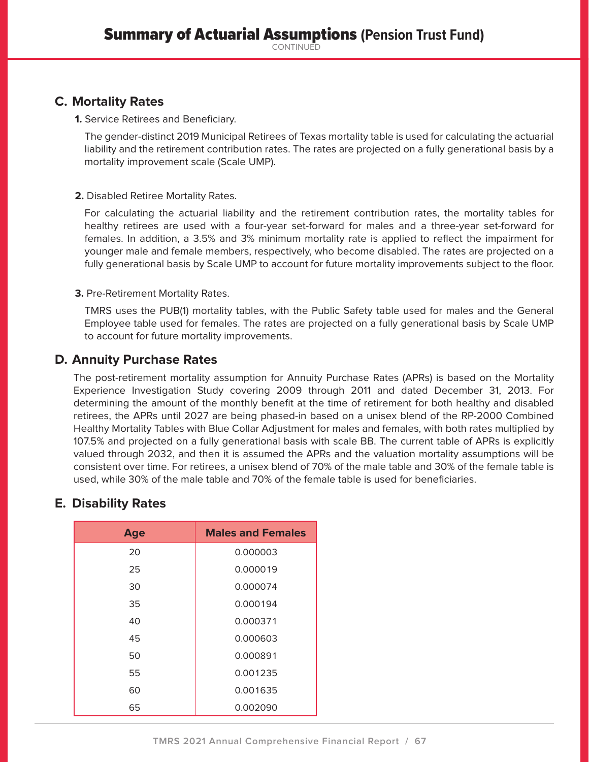# Summary of Actuarial Assumptions (Pension Trust Fund)

CONTINUED

## C. Mortality Rates

**1.** Service Retirees and Beneficiary.

The gender-distinct 2019 Municipal Retirees of Texas mortality table is used for calculating the actuarial liability and the retirement contribution rates. The rates are projected on a fully generational basis by a mortality improvement scale (Scale UMP).

**2.** Disabled Retiree Mortality Rates.

For calculating the actuarial liability and the retirement contribution rates, the mortality tables for healthy retirees are used with a four-year set-forward for males and a three-year set-forward for females. In addition, a 3.5% and 3% minimum mortality rate is applied to reflect the impairment for younger male and female members, respectively, who become disabled. The rates are projected on a fully generational basis by Scale UMP to account for future mortality improvements subject to the floor.

**3.** Pre-Retirement Mortality Rates.

TMRS uses the PUB(1) mortality tables, with the Public Safety table used for males and the General Employee table used for females. The rates are projected on a fully generational basis by Scale UMP to account for future mortality improvements.

## D. Annuity Purchase Rates

The post-retirement mortality assumption for Annuity Purchase Rates (APRs) is based on the Mortality Experience Investigation Study covering 2009 through 2011 and dated December 31, 2013. For determining the amount of the monthly benefit at the time of retirement for both healthy and disabled retirees, the APRs until 2027 are being phased-in based on a unisex blend of the RP-2000 Combined Healthy Mortality Tables with Blue Collar Adjustment for males and females, with both rates multiplied by 107.5% and projected on a fully generational basis with scale BB. The current table of APRs is explicitly valued through 2032, and then it is assumed the APRs and the valuation mortality assumptions will be consistent over time. For retirees, a unisex blend of 70% of the male table and 30% of the female table is used, while 30% of the male table and 70% of the female table is used for beneficiaries.

## E. Disability Rates

| Age | Males and Females |
|---|---|
| 20 | 0.000003 |
| 25 | 0.000019 |
| 30 | 0.000074 |
| 35 | 0.000194 |
| 40 | 0.000371 |
| 45 | 0.000603 |
| 50 | 0.000891 |
| 55 | 0.001235 |
| 60 | 0.001635 |
| 65 | 0.002090 |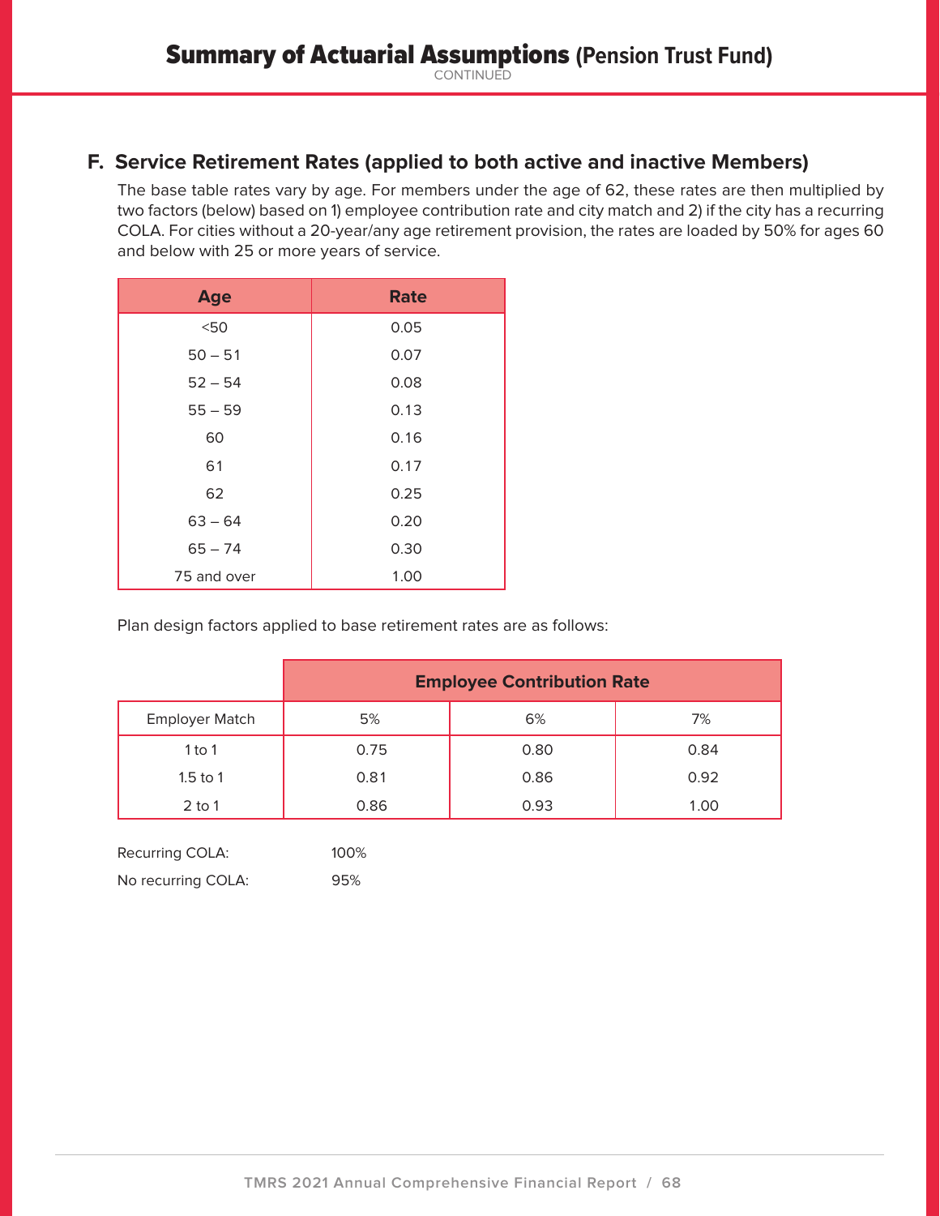# Summary of Actuarial Assumptions (Pension Trust Fund)

CONTINUED

## F. Service Retirement Rates (applied to both active and inactive Members)

The base table rates vary by age. For members under the age of 62, these rates are then multiplied by two factors (below) based on 1) employee contribution rate and city match and 2) if the city has a recurring COLA. For cities without a 20-year/any age retirement provision, the rates are loaded by 50% for ages 60 and below with 25 or more years of service.

| Age | Rate |
|---|---|
| <50 | 0.05 |
| 50 – 51 | 0.07 |
| 52 – 54 | 0.08 |
| 55 – 59 | 0.13 |
| 60 | 0.16 |
| 61 | 0.17 |
| 62 | 0.25 |
| 63 – 64 | 0.20 |
| 65 – 74 | 0.30 |
| 75 and over | 1.00 |

Plan design factors applied to base retirement rates are as follows:

| | Employee Contribution Rate | | |
|---|---|---|---|
| Employer Match | 5% | 6% | 7% |
| 1 to 1 | 0.75 | 0.80 | 0.84 |
| 1.5 to 1 | 0.81 | 0.86 | 0.92 |
| 2 to 1 | 0.86 | 0.93 | 1.00 |

| | |
|---|---|
| Recurring COLA: | 100% |
| No recurring COLA: | 95% |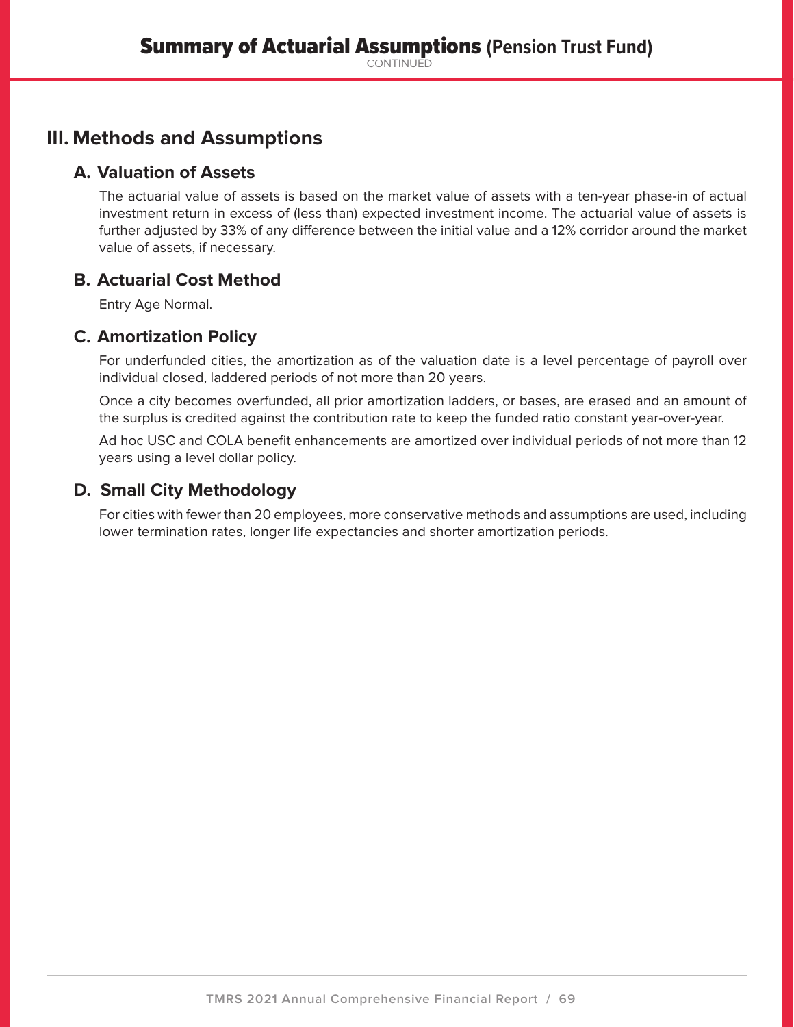# Summary of Actuarial Assumptions (Pension Trust Fund)

CONTINUED

## III. Methods and Assumptions

### A. Valuation of Assets

The actuarial value of assets is based on the market value of assets with a ten-year phase-in of actual investment return in excess of (less than) expected investment income. The actuarial value of assets is further adjusted by 33% of any difference between the initial value and a 12% corridor around the market value of assets, if necessary.

### B. Actuarial Cost Method

Entry Age Normal.

### C. Amortization Policy

For underfunded cities, the amortization as of the valuation date is a level percentage of payroll over individual closed, laddered periods of not more than 20 years.

Once a city becomes overfunded, all prior amortization ladders, or bases, are erased and an amount of the surplus is credited against the contribution rate to keep the funded ratio constant year-over-year.

Ad hoc USC and COLA benefit enhancements are amortized over individual periods of not more than 12 years using a level dollar policy.

### D. Small City Methodology

For cities with fewer than 20 employees, more conservative methods and assumptions are used, including lower termination rates, longer life expectancies and shorter amortization periods.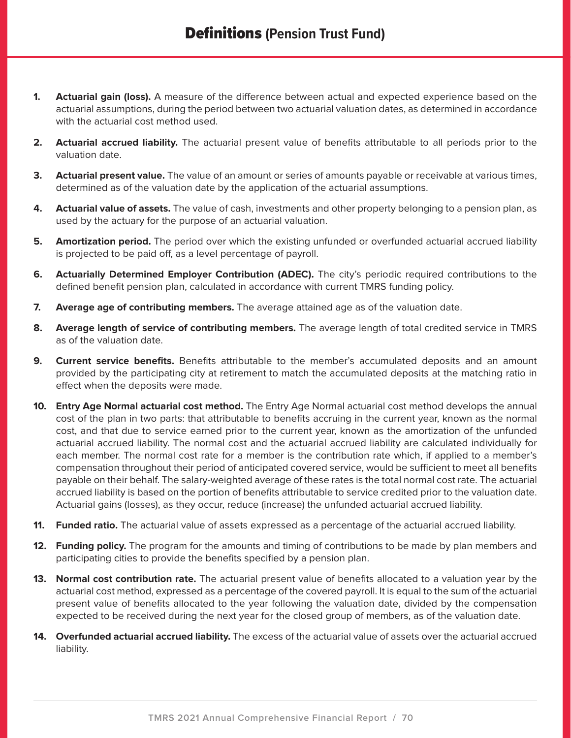# **Definitions** (Pension Trust Fund)

1. **Actuarial gain (loss).** A measure of the difference between actual and expected experience based on the actuarial assumptions, during the period between two actuarial valuation dates, as determined in accordance with the actuarial cost method used.

2. **Actuarial accrued liability.** The actuarial present value of benefits attributable to all periods prior to the valuation date.

3. **Actuarial present value.** The value of an amount or series of amounts payable or receivable at various times, determined as of the valuation date by the application of the actuarial assumptions.

4. **Actuarial value of assets.** The value of cash, investments and other property belonging to a pension plan, as used by the actuary for the purpose of an actuarial valuation.

5. **Amortization period.** The period over which the existing unfunded or overfunded actuarial accrued liability is projected to be paid off, as a level percentage of payroll.

6. **Actuarially Determined Employer Contribution (ADEC).** The city's periodic required contributions to the defined benefit pension plan, calculated in accordance with current TMRS funding policy.

7. **Average age of contributing members.** The average attained age as of the valuation date.

8. **Average length of service of contributing members.** The average length of total credited service in TMRS as of the valuation date.

9. **Current service benefits.** Benefits attributable to the member's accumulated deposits and an amount provided by the participating city at retirement to match the accumulated deposits at the matching ratio in effect when the deposits were made.

10. **Entry Age Normal actuarial cost method.** The Entry Age Normal actuarial cost method develops the annual cost of the plan in two parts: that attributable to benefits accruing in the current year, known as the normal cost, and that due to service earned prior to the current year, known as the amortization of the unfunded actuarial accrued liability. The normal cost and the actuarial accrued liability are calculated individually for each member. The normal cost rate for a member is the contribution rate which, if applied to a member's compensation throughout their period of anticipated covered service, would be sufficient to meet all benefits payable on their behalf. The salary-weighted average of these rates is the total normal cost rate. The actuarial accrued liability is based on the portion of benefits attributable to service credited prior to the valuation date. Actuarial gains (losses), as they occur, reduce (increase) the unfunded actuarial accrued liability.

11. **Funded ratio.** The actuarial value of assets expressed as a percentage of the actuarial accrued liability.

12. **Funding policy.** The program for the amounts and timing of contributions to be made by plan members and participating cities to provide the benefits specified by a pension plan.

13. **Normal cost contribution rate.** The actuarial present value of benefits allocated to a valuation year by the actuarial cost method, expressed as a percentage of the covered payroll. It is equal to the sum of the actuarial present value of benefits allocated to the year following the valuation date, divided by the compensation expected to be received during the next year for the closed group of members, as of the valuation date.

14. **Overfunded actuarial accrued liability.** The excess of the actuarial value of assets over the actuarial accrued liability.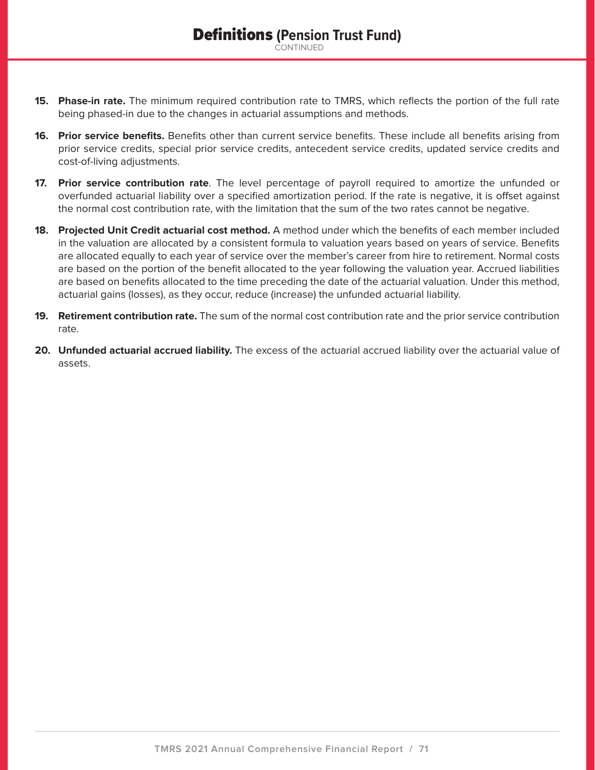# Definitions (Pension Trust Fund)

CONTINUED

15. **Phase-in rate.** The minimum required contribution rate to TMRS, which reflects the portion of the full rate being phased-in due to the changes in actuarial assumptions and methods.

16. **Prior service benefits.** Benefits other than current service benefits. These include all benefits arising from prior service credits, special prior service credits, antecedent service credits, updated service credits and cost-of-living adjustments.

17. **Prior service contribution rate**. The level percentage of payroll required to amortize the unfunded or overfunded actuarial liability over a specified amortization period. If the rate is negative, it is offset against the normal cost contribution rate, with the limitation that the sum of the two rates cannot be negative.

18. **Projected Unit Credit actuarial cost method.** A method under which the benefits of each member included in the valuation are allocated by a consistent formula to valuation years based on years of service. Benefits are allocated equally to each year of service over the member's career from hire to retirement. Normal costs are based on the portion of the benefit allocated to the year following the valuation year. Accrued liabilities are based on benefits allocated to the time preceding the date of the actuarial valuation. Under this method, actuarial gains (losses), as they occur, reduce (increase) the unfunded actuarial liability.

19. **Retirement contribution rate.** The sum of the normal cost contribution rate and the prior service contribution rate.

20. **Unfunded actuarial accrued liability.** The excess of the actuarial accrued liability over the actuarial value of assets.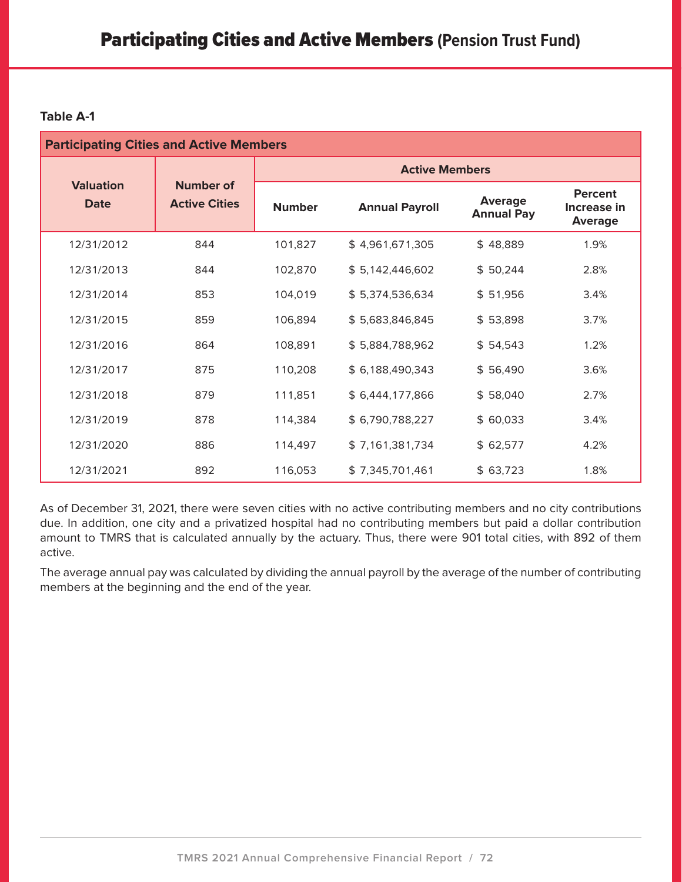# Participating Cities and Active Members (Pension Trust Fund)

**Table A-1**

| Participating Cities and Active Members | | | | | |
|---|---|---|---|---|---|
| **Valuation Date** | **Number of Active Cities** | **Active Members** | | | |
| | | **Number** | **Annual Payroll** | **Average Annual Pay** | **Percent Increase in Average** |
| 12/31/2012 | 844 | 101,827 | $ 4,961,671,305 | $ 48,889 | 1.9% |
| 12/31/2013 | 844 | 102,870 | $ 5,142,446,602 | $ 50,244 | 2.8% |
| 12/31/2014 | 853 | 104,019 | $ 5,374,536,634 | $ 51,956 | 3.4% |
| 12/31/2015 | 859 | 106,894 | $ 5,683,846,845 | $ 53,898 | 3.7% |
| 12/31/2016 | 864 | 108,891 | $ 5,884,788,962 | $ 54,543 | 1.2% |
| 12/31/2017 | 875 | 110,208 | $ 6,188,490,343 | $ 56,490 | 3.6% |
| 12/31/2018 | 879 | 111,851 | $ 6,444,177,866 | $ 58,040 | 2.7% |
| 12/31/2019 | 878 | 114,384 | $ 6,790,788,227 | $ 60,033 | 3.4% |
| 12/31/2020 | 886 | 114,497 | $ 7,161,381,734 | $ 62,577 | 4.2% |
| 12/31/2021 | 892 | 116,053 | $ 7,345,701,461 | $ 63,723 | 1.8% |

As of December 31, 2021, there were seven cities with no active contributing members and no city contributions due. In addition, one city and a privatized hospital had no contributing members but paid a dollar contribution amount to TMRS that is calculated annually by the actuary. Thus, there were 901 total cities, with 892 of them active.

The average annual pay was calculated by dividing the annual payroll by the average of the number of contributing members at the beginning and the end of the year.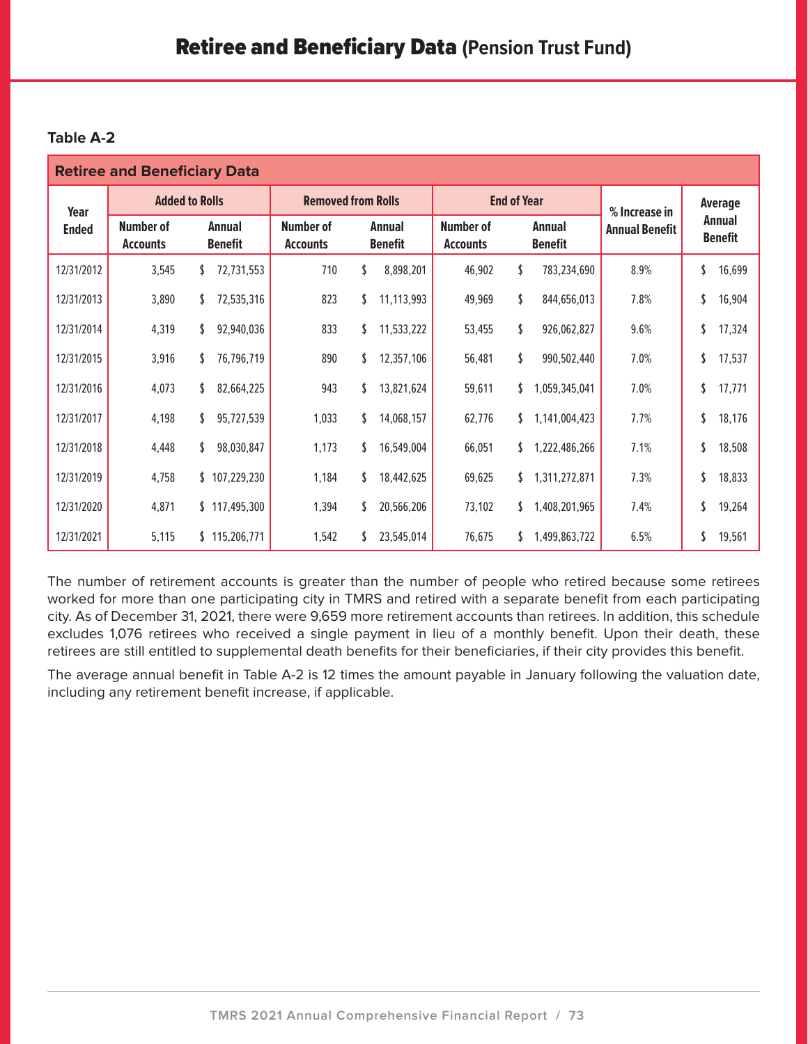# Retiree and Beneficiary Data (Pension Trust Fund)

**Table A-2**

**Retiree and Beneficiary Data**

| Year Ended | Added to Rolls | | Removed from Rolls | | End of Year | | % Increase in Annual Benefit | Average Annual Benefit |
|---|---|---|---|---|---|---|---|---|
| | Number of Accounts | Annual Benefit | Number of Accounts | Annual Benefit | Number of Accounts | Annual Benefit | | |
| 12/31/2012 | 3,545 | $ 72,731,553 | 710 | $ 8,898,201 | 46,902 | $ 783,234,690 | 8.9% | $ 16,699 |
| 12/31/2013 | 3,890 | $ 72,535,316 | 823 | $ 11,113,993 | 49,969 | $ 844,656,013 | 7.8% | $ 16,904 |
| 12/31/2014 | 4,319 | $ 92,940,036 | 833 | $ 11,533,222 | 53,455 | $ 926,062,827 | 9.6% | $ 17,324 |
| 12/31/2015 | 3,916 | $ 76,796,719 | 890 | $ 12,357,106 | 56,481 | $ 990,502,440 | 7.0% | $ 17,537 |
| 12/31/2016 | 4,073 | $ 82,664,225 | 943 | $ 13,821,624 | 59,611 | $ 1,059,345,041 | 7.0% | $ 17,771 |
| 12/31/2017 | 4,198 | $ 95,727,539 | 1,033 | $ 14,068,157 | 62,776 | $ 1,141,004,423 | 7.7% | $ 18,176 |
| 12/31/2018 | 4,448 | $ 98,030,847 | 1,173 | $ 16,549,004 | 66,051 | $ 1,222,486,266 | 7.1% | $ 18,508 |
| 12/31/2019 | 4,758 | $ 107,229,230 | 1,184 | $ 18,442,625 | 69,625 | $ 1,311,272,871 | 7.3% | $ 18,833 |
| 12/31/2020 | 4,871 | $ 117,495,300 | 1,394 | $ 20,566,206 | 73,102 | $ 1,408,201,965 | 7.4% | $ 19,264 |
| 12/31/2021 | 5,115 | $ 115,206,771 | 1,542 | $ 23,545,014 | 76,675 | $ 1,499,863,722 | 6.5% | $ 19,561 |

The number of retirement accounts is greater than the number of people who retired because some retirees worked for more than one participating city in TMRS and retired with a separate benefit from each participating city. As of December 31, 2021, there were 9,659 more retirement accounts than retirees. In addition, this schedule excludes 1,076 retirees who received a single payment in lieu of a monthly benefit. Upon their death, these retirees are still entitled to supplemental death benefits for their beneficiaries, if their city provides this benefit.

The average annual benefit in Table A-2 is 12 times the amount payable in January following the valuation date, including any retirement benefit increase, if applicable.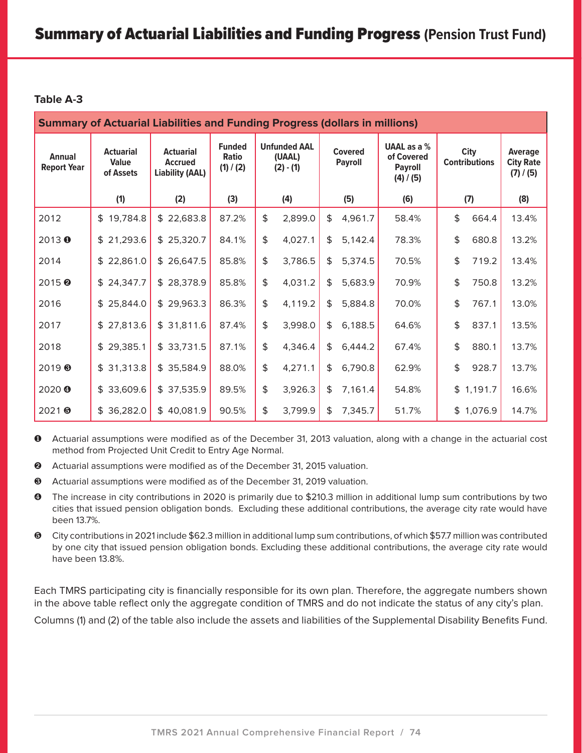# Summary of Actuarial Liabilities and Funding Progress (Pension Trust Fund)

**Table A-3**

| Summary of Actuarial Liabilities and Funding Progress (dollars in millions) | | | | | | | | |
|---|---|---|---|---|---|---|---|---|
| Annual Report Year | Actuarial Value of Assets | Actuarial Accrued Liability (AAL) | Funded Ratio (1) / (2) | Unfunded AAL (UAAL) (2) - (1) | Covered Payroll | UAAL as a % of Covered Payroll (4) / (5) | City Contributions | Average City Rate (7) / (5) |
| | (1) | (2) | (3) | (4) | (5) | (6) | (7) | (8) |
| 2012 | $ 19,784.8 | $ 22,683.8 | 87.2% | $ 2,899.0 | $ 4,961.7 | 58.4% | $ 664.4 | 13.4% |
| 2013 ❶ | $ 21,293.6 | $ 25,320.7 | 84.1% | $ 4,027.1 | $ 5,142.4 | 78.3% | $ 680.8 | 13.2% |
| 2014 | $ 22,861.0 | $ 26,647.5 | 85.8% | $ 3,786.5 | $ 5,374.5 | 70.5% | $ 719.2 | 13.4% |
| 2015 ❷ | $ 24,347.7 | $ 28,378.9 | 85.8% | $ 4,031.2 | $ 5,683.9 | 70.9% | $ 750.8 | 13.2% |
| 2016 | $ 25,844.0 | $ 29,963.3 | 86.3% | $ 4,119.2 | $ 5,884.8 | 70.0% | $ 767.1 | 13.0% |
| 2017 | $ 27,813.6 | $ 31,811.6 | 87.4% | $ 3,998.0 | $ 6,188.5 | 64.6% | $ 837.1 | 13.5% |
| 2018 | $ 29,385.1 | $ 33,731.5 | 87.1% | $ 4,346.4 | $ 6,444.2 | 67.4% | $ 880.1 | 13.7% |
| 2019 ❸ | $ 31,313.8 | $ 35,584.9 | 88.0% | $ 4,271.1 | $ 6,790.8 | 62.9% | $ 928.7 | 13.7% |
| 2020 ❹ | $ 33,609.6 | $ 37,535.9 | 89.5% | $ 3,926.3 | $ 7,161.4 | 54.8% | $ 1,191.7 | 16.6% |
| 2021 ❺ | $ 36,282.0 | $ 40,081.9 | 90.5% | $ 3,799.9 | $ 7,345.7 | 51.7% | $ 1,076.9 | 14.7% |

❶ Actuarial assumptions were modified as of the December 31, 2013 valuation, along with a change in the actuarial cost method from Projected Unit Credit to Entry Age Normal.

❷ Actuarial assumptions were modified as of the December 31, 2015 valuation.

❸ Actuarial assumptions were modified as of the December 31, 2019 valuation.

❹ The increase in city contributions in 2020 is primarily due to $210.3 million in additional lump sum contributions by two cities that issued pension obligation bonds. Excluding these additional contributions, the average city rate would have been 13.7%.

❺ City contributions in 2021 include $62.3 million in additional lump sum contributions, of which $57.7 million was contributed by one city that issued pension obligation bonds. Excluding these additional contributions, the average city rate would have been 13.8%.

Each TMRS participating city is financially responsible for its own plan. Therefore, the aggregate numbers shown in the above table reflect only the aggregate condition of TMRS and do not indicate the status of any city's plan.

Columns (1) and (2) of the table also include the assets and liabilities of the Supplemental Disability Benefits Fund.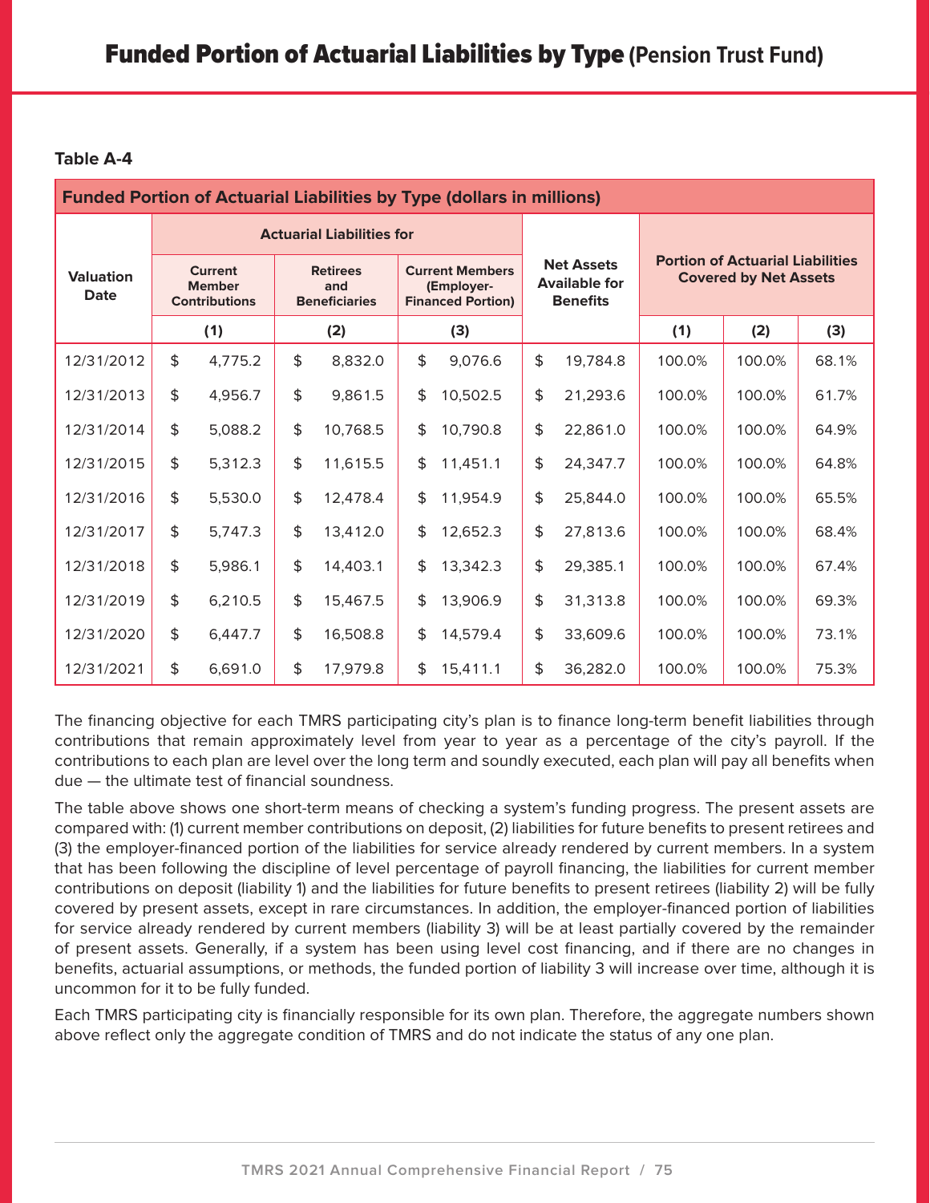# Funded Portion of Actuarial Liabilities by Type (Pension Trust Fund)

**Table A-4**

| Funded Portion of Actuarial Liabilities by Type (dollars in millions) | | | | | | | |
|---|---|---|---|---|---|---|---|
| | Actuarial Liabilities for | | | | Portion of Actuarial Liabilities Covered by Net Assets | | |
| Valuation Date | Current Member Contributions | Retirees and Beneficiaries | Current Members (Employer-Financed Portion) | Net Assets Available for Benefits | | | |
| | (1) | (2) | (3) | | (1) | (2) | (3) |
| 12/31/2012 | $ 4,775.2 | $ 8,832.0 | $ 9,076.6 | $ 19,784.8 | 100.0% | 100.0% | 68.1% |
| 12/31/2013 | $ 4,956.7 | $ 9,861.5 | $ 10,502.5 | $ 21,293.6 | 100.0% | 100.0% | 61.7% |
| 12/31/2014 | $ 5,088.2 | $ 10,768.5 | $ 10,790.8 | $ 22,861.0 | 100.0% | 100.0% | 64.9% |
| 12/31/2015 | $ 5,312.3 | $ 11,615.5 | $ 11,451.1 | $ 24,347.7 | 100.0% | 100.0% | 64.8% |
| 12/31/2016 | $ 5,530.0 | $ 12,478.4 | $ 11,954.9 | $ 25,844.0 | 100.0% | 100.0% | 65.5% |
| 12/31/2017 | $ 5,747.3 | $ 13,412.0 | $ 12,652.3 | $ 27,813.6 | 100.0% | 100.0% | 68.4% |
| 12/31/2018 | $ 5,986.1 | $ 14,403.1 | $ 13,342.3 | $ 29,385.1 | 100.0% | 100.0% | 67.4% |
| 12/31/2019 | $ 6,210.5 | $ 15,467.5 | $ 13,906.9 | $ 31,313.8 | 100.0% | 100.0% | 69.3% |
| 12/31/2020 | $ 6,447.7 | $ 16,508.8 | $ 14,579.4 | $ 33,609.6 | 100.0% | 100.0% | 73.1% |
| 12/31/2021 | $ 6,691.0 | $ 17,979.8 | $ 15,411.1 | $ 36,282.0 | 100.0% | 100.0% | 75.3% |

The financing objective for each TMRS participating city's plan is to finance long-term benefit liabilities through contributions that remain approximately level from year to year as a percentage of the city's payroll. If the contributions to each plan are level over the long term and soundly executed, each plan will pay all benefits when due — the ultimate test of financial soundness.

The table above shows one short-term means of checking a system's funding progress. The present assets are compared with: (1) current member contributions on deposit, (2) liabilities for future benefits to present retirees and (3) the employer-financed portion of the liabilities for service already rendered by current members. In a system that has been following the discipline of level percentage of payroll financing, the liabilities for current member contributions on deposit (liability 1) and the liabilities for future benefits to present retirees (liability 2) will be fully covered by present assets, except in rare circumstances. In addition, the employer-financed portion of liabilities for service already rendered by current members (liability 3) will be at least partially covered by the remainder of present assets. Generally, if a system has been using level cost financing, and if there are no changes in benefits, actuarial assumptions, or methods, the funded portion of liability 3 will increase over time, although it is uncommon for it to be fully funded.

Each TMRS participating city is financially responsible for its own plan. Therefore, the aggregate numbers shown above reflect only the aggregate condition of TMRS and do not indicate the status of any one plan.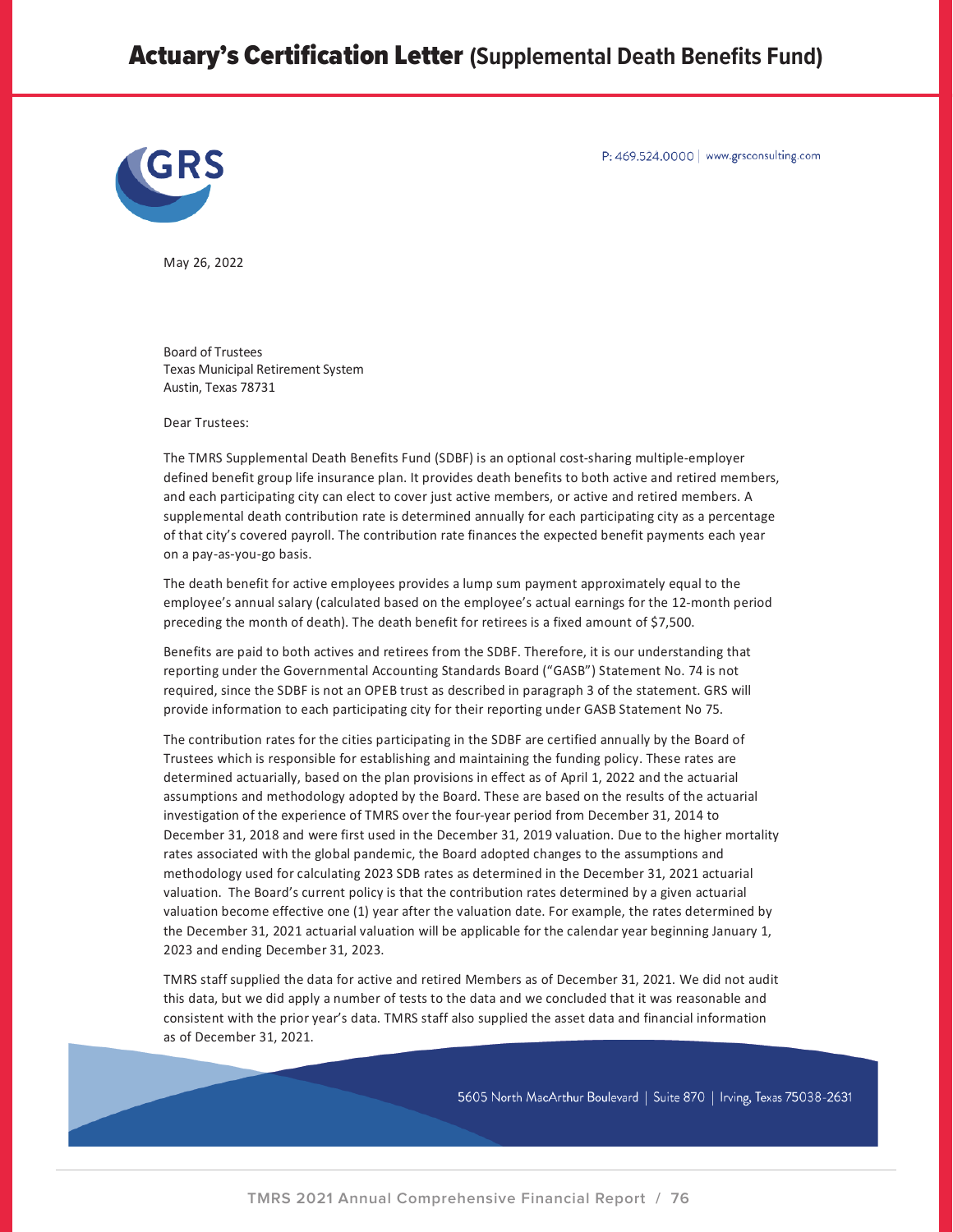# Actuary's Certification Letter (Supplemental Death Benefits Fund)

GRS

P: 469.524.0000 | www.grsconsulting.com

May 26, 2022

Board of Trustees
Texas Municipal Retirement System
Austin, Texas 78731

Dear Trustees:

The TMRS Supplemental Death Benefits Fund (SDBF) is an optional cost-sharing multiple-employer defined benefit group life insurance plan. It provides death benefits to both active and retired members, and each participating city can elect to cover just active members, or active and retired members. A supplemental death contribution rate is determined annually for each participating city as a percentage of that city's covered payroll. The contribution rate finances the expected benefit payments each year on a pay-as-you-go basis.

The death benefit for active employees provides a lump sum payment approximately equal to the employee's annual salary (calculated based on the employee's actual earnings for the 12-month period preceding the month of death). The death benefit for retirees is a fixed amount of $7,500.

Benefits are paid to both actives and retirees from the SDBF. Therefore, it is our understanding that reporting under the Governmental Accounting Standards Board ("GASB") Statement No. 74 is not required, since the SDBF is not an OPEB trust as described in paragraph 3 of the statement. GRS will provide information to each participating city for their reporting under GASB Statement No 75.

The contribution rates for the cities participating in the SDBF are certified annually by the Board of Trustees which is responsible for establishing and maintaining the funding policy. These rates are determined actuarially, based on the plan provisions in effect as of April 1, 2022 and the actuarial assumptions and methodology adopted by the Board. These are based on the results of the actuarial investigation of the experience of TMRS over the four-year period from December 31, 2014 to December 31, 2018 and were first used in the December 31, 2019 valuation. Due to the higher mortality rates associated with the global pandemic, the Board adopted changes to the assumptions and methodology used for calculating 2023 SDB rates as determined in the December 31, 2021 actuarial valuation. The Board's current policy is that the contribution rates determined by a given actuarial valuation become effective one (1) year after the valuation date. For example, the rates determined by the December 31, 2021 actuarial valuation will be applicable for the calendar year beginning January 1, 2023 and ending December 31, 2023.

TMRS staff supplied the data for active and retired Members as of December 31, 2021. We did not audit this data, but we did apply a number of tests to the data and we concluded that it was reasonable and consistent with the prior year's data. TMRS staff also supplied the asset data and financial information as of December 31, 2021.

5605 North MacArthur Boulevard | Suite 870 | Irving, Texas 75038-2631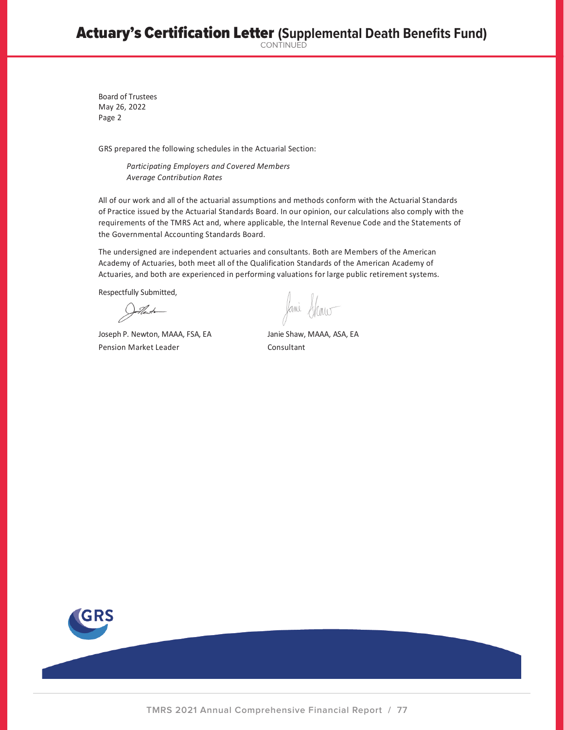# Actuary's Certification Letter (Supplemental Death Benefits Fund)

CONTINUED

Board of Trustees
May 26, 2022
Page 2

GRS prepared the following schedules in the Actuarial Section:

*Participating Employers and Covered Members*
*Average Contribution Rates*

All of our work and all of the actuarial assumptions and methods conform with the Actuarial Standards of Practice issued by the Actuarial Standards Board. In our opinion, our calculations also comply with the requirements of the TMRS Act and, where applicable, the Internal Revenue Code and the Statements of the Governmental Accounting Standards Board.

The undersigned are independent actuaries and consultants. Both are Members of the American Academy of Actuaries, both meet all of the Qualification Standards of the American Academy of Actuaries, and both are experienced in performing valuations for large public retirement systems.

Respectfully Submitted,

Joseph P. Newton, MAAA, FSA, EA
Pension Market Leader

Janie Shaw, MAAA, ASA, EA
Consultant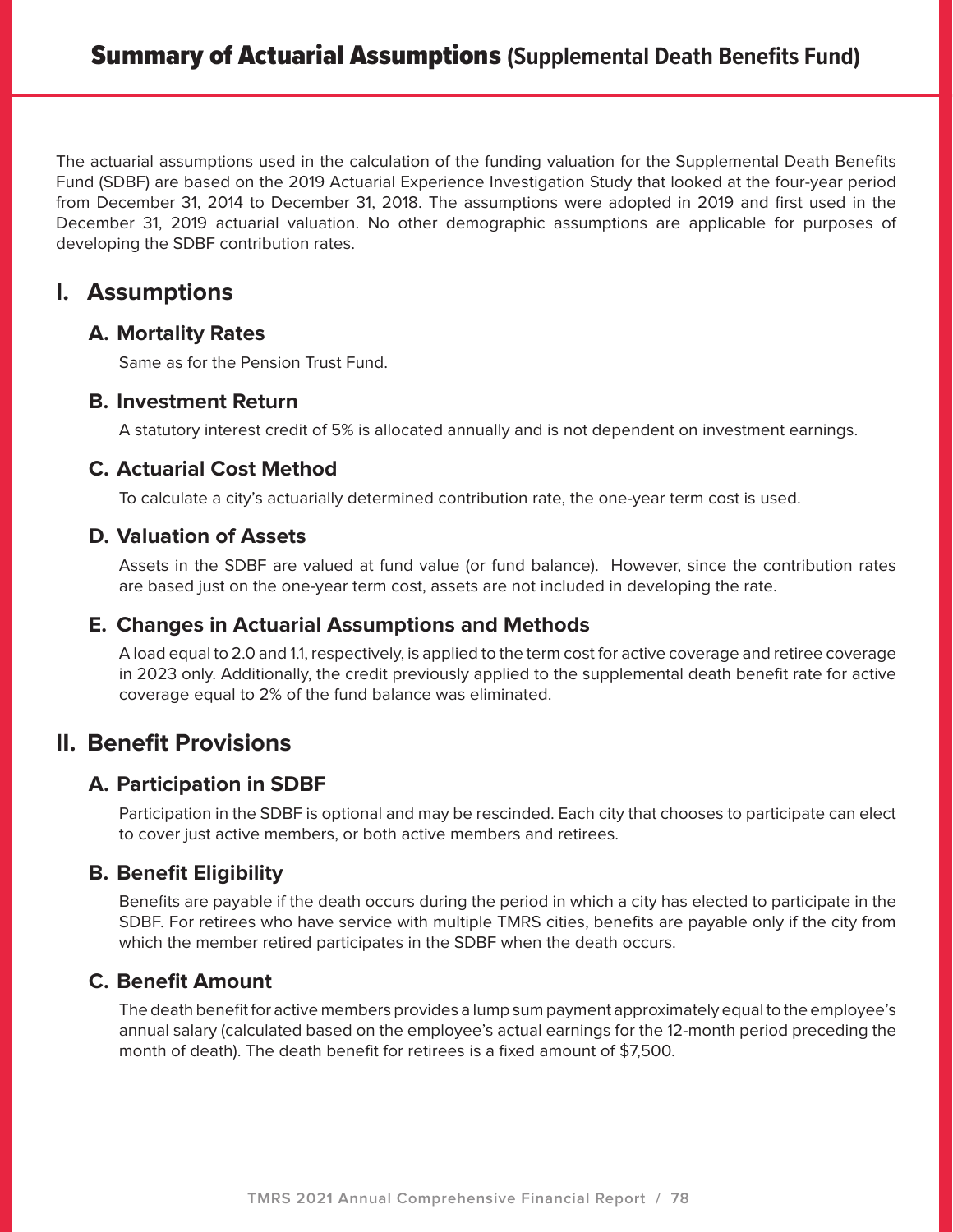# Summary of Actuarial Assumptions (Supplemental Death Benefits Fund)

The actuarial assumptions used in the calculation of the funding valuation for the Supplemental Death Benefits Fund (SDBF) are based on the 2019 Actuarial Experience Investigation Study that looked at the four-year period from December 31, 2014 to December 31, 2018. The assumptions were adopted in 2019 and first used in the December 31, 2019 actuarial valuation. No other demographic assumptions are applicable for purposes of developing the SDBF contribution rates.

## I. Assumptions

### A. Mortality Rates

Same as for the Pension Trust Fund.

### B. Investment Return

A statutory interest credit of 5% is allocated annually and is not dependent on investment earnings.

### C. Actuarial Cost Method

To calculate a city's actuarially determined contribution rate, the one-year term cost is used.

### D. Valuation of Assets

Assets in the SDBF are valued at fund value (or fund balance). However, since the contribution rates are based just on the one-year term cost, assets are not included in developing the rate.

### E. Changes in Actuarial Assumptions and Methods

A load equal to 2.0 and 1.1, respectively, is applied to the term cost for active coverage and retiree coverage in 2023 only. Additionally, the credit previously applied to the supplemental death benefit rate for active coverage equal to 2% of the fund balance was eliminated.

## II. Benefit Provisions

### A. Participation in SDBF

Participation in the SDBF is optional and may be rescinded. Each city that chooses to participate can elect to cover just active members, or both active members and retirees.

### B. Benefit Eligibility

Benefits are payable if the death occurs during the period in which a city has elected to participate in the SDBF. For retirees who have service with multiple TMRS cities, benefits are payable only if the city from which the member retired participates in the SDBF when the death occurs.

### C. Benefit Amount

The death benefit for active members provides a lump sum payment approximately equal to the employee's annual salary (calculated based on the employee's actual earnings for the 12-month period preceding the month of death). The death benefit for retirees is a fixed amount of $7,500.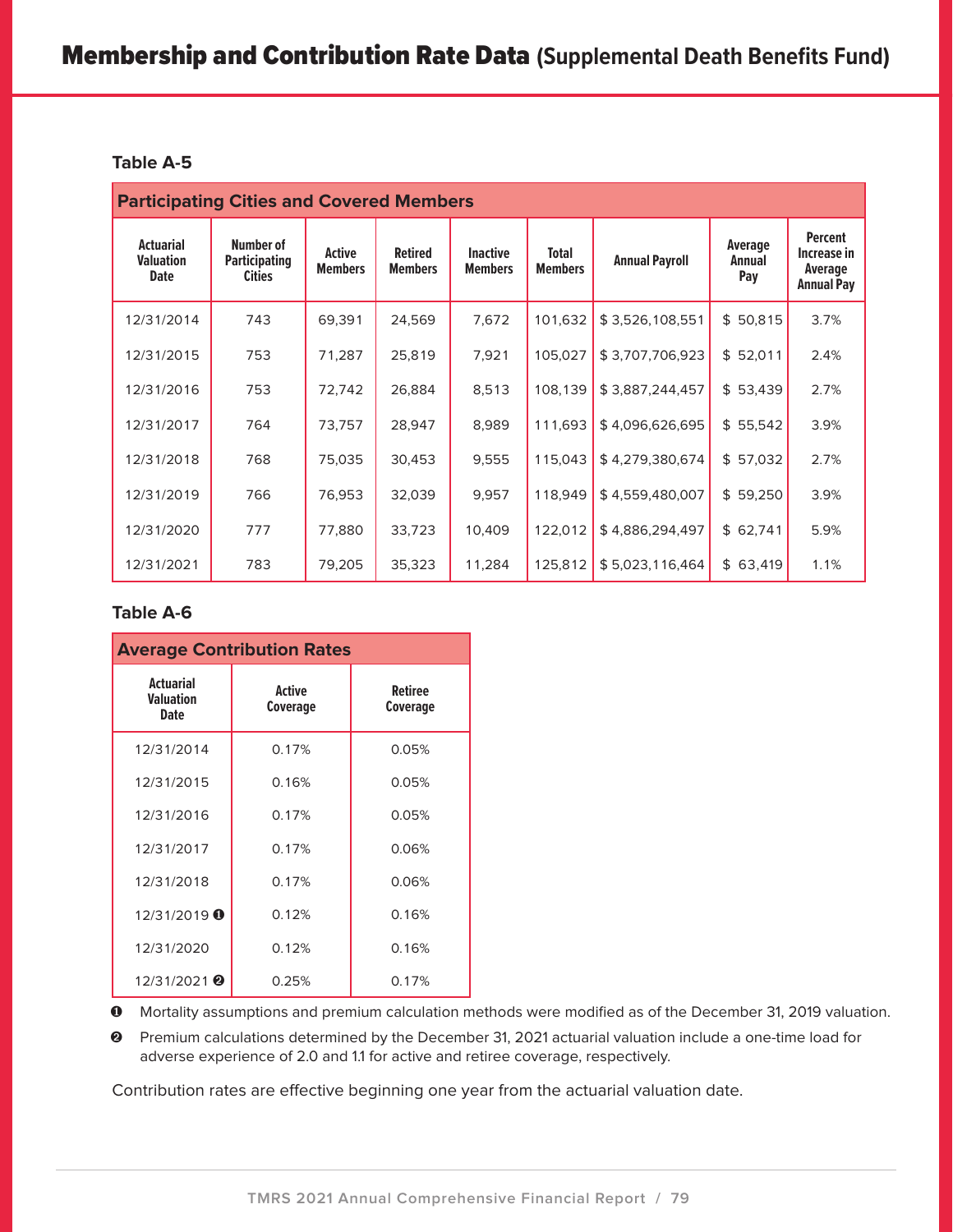# Membership and Contribution Rate Data (Supplemental Death Benefits Fund)

**Table A-5**

| Participating Cities and Covered Members | | | | | | | | |
|---|---|---|---|---|---|---|---|---|
| Actuarial Valuation Date | Number of Participating Cities | Active Members | Retired Members | Inactive Members | Total Members | Annual Payroll | Average Annual Pay | Percent Increase in Average Annual Pay |
| 12/31/2014 | 743 | 69,391 | 24,569 | 7,672 | 101,632 | $ 3,526,108,551 | $ 50,815 | 3.7% |
| 12/31/2015 | 753 | 71,287 | 25,819 | 7,921 | 105,027 | $ 3,707,706,923 | $ 52,011 | 2.4% |
| 12/31/2016 | 753 | 72,742 | 26,884 | 8,513 | 108,139 | $ 3,887,244,457 | $ 53,439 | 2.7% |
| 12/31/2017 | 764 | 73,757 | 28,947 | 8,989 | 111,693 | $ 4,096,626,695 | $ 55,542 | 3.9% |
| 12/31/2018 | 768 | 75,035 | 30,453 | 9,555 | 115,043 | $ 4,279,380,674 | $ 57,032 | 2.7% |
| 12/31/2019 | 766 | 76,953 | 32,039 | 9,957 | 118,949 | $ 4,559,480,007 | $ 59,250 | 3.9% |
| 12/31/2020 | 777 | 77,880 | 33,723 | 10,409 | 122,012 | $ 4,886,294,497 | $ 62,741 | 5.9% |
| 12/31/2021 | 783 | 79,205 | 35,323 | 11,284 | 125,812 | $ 5,023,116,464 | $ 63,419 | 1.1% |

**Table A-6**

| Average Contribution Rates | | |
|---|---|---|
| Actuarial Valuation Date | Active Coverage | Retiree Coverage |
| 12/31/2014 | 0.17% | 0.05% |
| 12/31/2015 | 0.16% | 0.05% |
| 12/31/2016 | 0.17% | 0.05% |
| 12/31/2017 | 0.17% | 0.06% |
| 12/31/2018 | 0.17% | 0.06% |
| 12/31/2019 [1] | 0.12% | 0.16% |
| 12/31/2020 | 0.12% | 0.16% |
| 12/31/2021 [2] | 0.25% | 0.17% |

[1] Mortality assumptions and premium calculation methods were modified as of the December 31, 2019 valuation.

[2] Premium calculations determined by the December 31, 2021 actuarial valuation include a one-time load for adverse experience of 2.0 and 1.1 for active and retiree coverage, respectively.

Contribution rates are effective beginning one year from the actuarial valuation date.